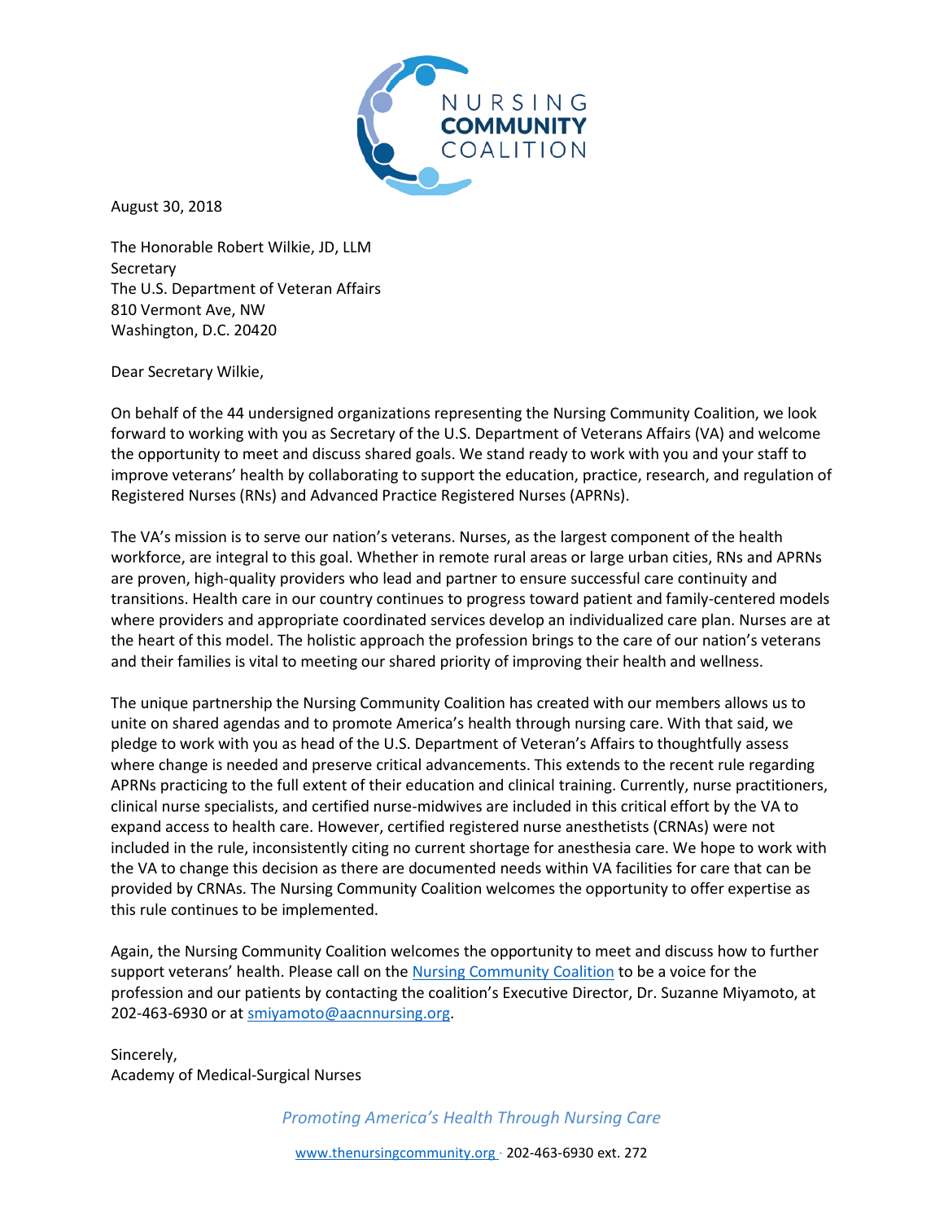August 30, 2018

The Honorable Robert Wilkie, JD, LLM
Secretary
The U.S. Department of Veteran Affairs
810 Vermont Ave, NW
Washington, D.C. 20420

Dear Secretary Wilkie,

On behalf of the 44 undersigned organizations representing the Nursing Community Coalition, we look forward to working with you as Secretary of the U.S. Department of Veterans Affairs (VA) and welcome the opportunity to meet and discuss shared goals. We stand ready to work with you and your staff to improve veterans' health by collaborating to support the education, practice, research, and regulation of Registered Nurses (RNs) and Advanced Practice Registered Nurses (APRNs).

The VA's mission is to serve our nation's veterans. Nurses, as the largest component of the health workforce, are integral to this goal. Whether in remote rural areas or large urban cities, RNs and APRNs are proven, high-quality providers who lead and partner to ensure successful care continuity and transitions. Health care in our country continues to progress toward patient and family-centered models where providers and appropriate coordinated services develop an individualized care plan. Nurses are at the heart of this model. The holistic approach the profession brings to the care of our nation's veterans and their families is vital to meeting our shared priority of improving their health and wellness.

The unique partnership the Nursing Community Coalition has created with our members allows us to unite on shared agendas and to promote America's health through nursing care. With that said, we pledge to work with you as head of the U.S. Department of Veteran's Affairs to thoughtfully assess where change is needed and preserve critical advancements. This extends to the recent rule regarding APRNs practicing to the full extent of their education and clinical training. Currently, nurse practitioners, clinical nurse specialists, and certified nurse-midwives are included in this critical effort by the VA to expand access to health care. However, certified registered nurse anesthetists (CRNAs) were not included in the rule, inconsistently citing no current shortage for anesthesia care. We hope to work with the VA to change this decision as there are documented needs within VA facilities for care that can be provided by CRNAs. The Nursing Community Coalition welcomes the opportunity to offer expertise as this rule continues to be implemented.

Again, the Nursing Community Coalition welcomes the opportunity to meet and discuss how to further support veterans' health. Please call on the Nursing Community Coalition to be a voice for the profession and our patients by contacting the coalition's Executive Director, Dr. Suzanne Miyamoto, at 202-463-6930 or at smiyamoto@aacnnursing.org.

Sincerely,
Academy of Medical-Surgical Nurses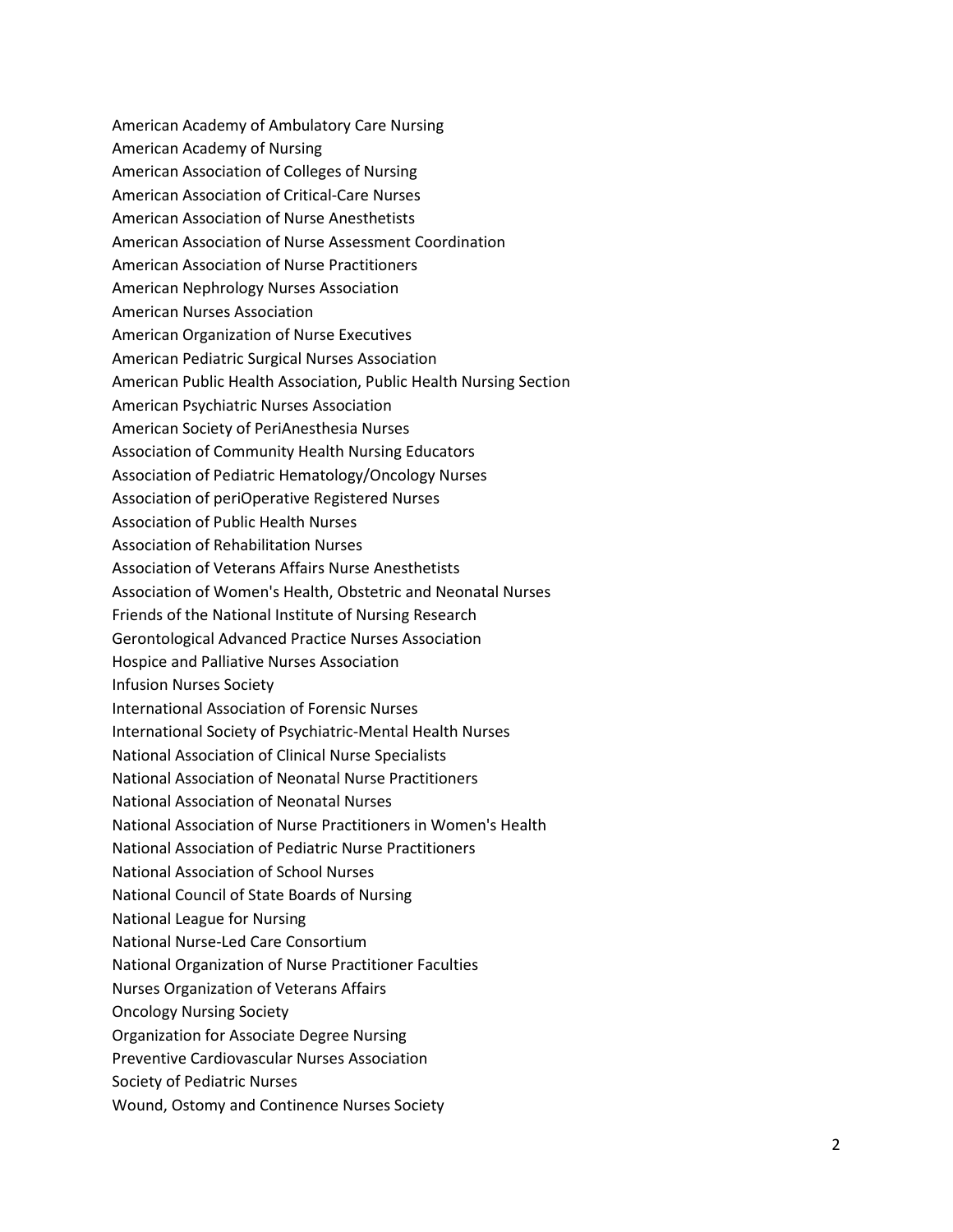American Academy of Ambulatory Care Nursing
American Academy of Nursing
American Association of Colleges of Nursing
American Association of Critical-Care Nurses
American Association of Nurse Anesthetists
American Association of Nurse Assessment Coordination
American Association of Nurse Practitioners
American Nephrology Nurses Association
American Nurses Association
American Organization of Nurse Executives
American Pediatric Surgical Nurses Association
American Public Health Association, Public Health Nursing Section
American Psychiatric Nurses Association
American Society of PeriAnesthesia Nurses
Association of Community Health Nursing Educators
Association of Pediatric Hematology/Oncology Nurses
Association of periOperative Registered Nurses
Association of Public Health Nurses
Association of Rehabilitation Nurses
Association of Veterans Affairs Nurse Anesthetists
Association of Women's Health, Obstetric and Neonatal Nurses
Friends of the National Institute of Nursing Research
Gerontological Advanced Practice Nurses Association
Hospice and Palliative Nurses Association
Infusion Nurses Society
International Association of Forensic Nurses
International Society of Psychiatric-Mental Health Nurses
National Association of Clinical Nurse Specialists
National Association of Neonatal Nurse Practitioners
National Association of Neonatal Nurses
National Association of Nurse Practitioners in Women's Health
National Association of Pediatric Nurse Practitioners
National Association of School Nurses
National Council of State Boards of Nursing
National League for Nursing
National Nurse-Led Care Consortium
National Organization of Nurse Practitioner Faculties
Nurses Organization of Veterans Affairs
Oncology Nursing Society
Organization for Associate Degree Nursing
Preventive Cardiovascular Nurses Association
Society of Pediatric Nurses
Wound, Ostomy and Continence Nurses Society